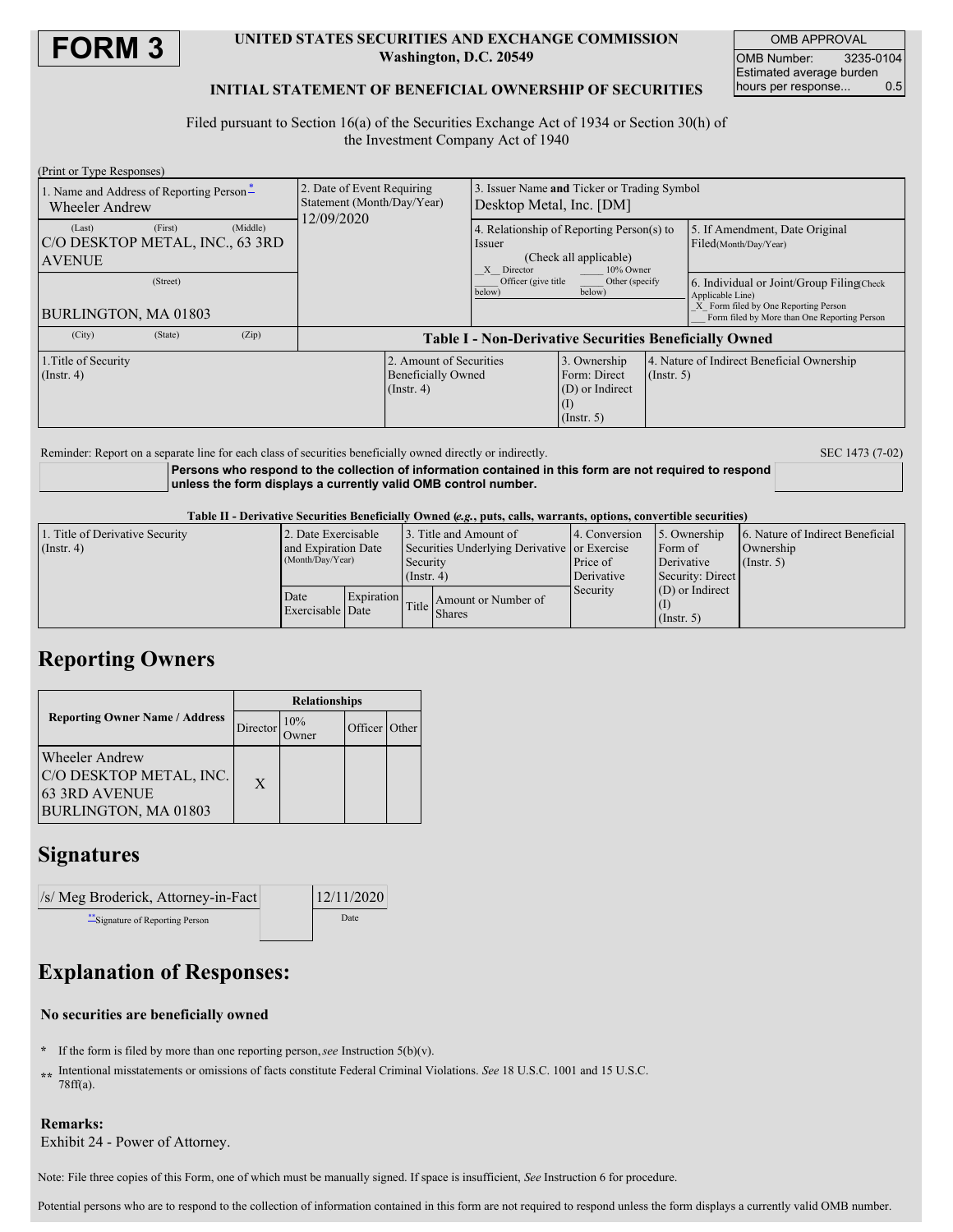# FORM 3

**UNITED STATES SECURITIES AND EXCHANGE COMMISSION**
**Washington, D.C. 20549**

**INITIAL STATEMENT OF BENEFICIAL OWNERSHIP OF SECURITIES**

| OMB APPROVAL | |
|---|---|
| OMB Number: | 3235-0104 |
| Estimated average burden hours per response... | 0.5 |

Filed pursuant to Section 16(a) of the Securities Exchange Act of 1934 or Section 30(h) of the Investment Company Act of 1940

(Print or Type Responses)

| 1. Name and Address of Reporting Person* | 2. Date of Event Requiring Statement (Month/Day/Year) | 3. Issuer Name and Ticker or Trading Symbol | |
|---|---|---|---|
| Wheeler Andrew | 12/09/2020 | Desktop Metal, Inc. [DM] | |
| (Last) (First) (Middle) C/O DESKTOP METAL, INC., 63 3RD AVENUE | | 4. Relationship of Reporting Person(s) to Issuer (Check all applicable) _X_ Director ___ 10% Owner ___ Officer (give title below) ___ Other (specify below) | 5. If Amendment, Date Original Filed(Month/Day/Year) |
| (Street) BURLINGTON, MA 01803 | | | 6. Individual or Joint/Group Filing(Check Applicable Line) _X_ Form filed by One Reporting Person ___ Form filed by More than One Reporting Person |
| (City) (State) (Zip) | | | |

**Table I - Non-Derivative Securities Beneficially Owned**

| 1.Title of Security (Instr. 4) | 2. Amount of Securities Beneficially Owned (Instr. 4) | 3. Ownership Form: Direct (D) or Indirect (I) (Instr. 5) | 4. Nature of Indirect Beneficial Ownership (Instr. 5) |
|---|---|---|---|

Reminder: Report on a separate line for each class of securities beneficially owned directly or indirectly.

SEC 1473 (7-02)

**Persons who respond to the collection of information contained in this form are not required to respond unless the form displays a currently valid OMB control number.**

**Table II - Derivative Securities Beneficially Owned (*e.g.*, puts, calls, warrants, options, convertible securities)**

| 1. Title of Derivative Security (Instr. 4) | 2. Date Exercisable and Expiration Date (Month/Day/Year) | | 3. Title and Amount of Securities Underlying Derivative Security (Instr. 4) | | 4. Conversion or Exercise Price of Derivative Security | 5. Ownership Form of Derivative Security: Direct (D) or Indirect (I) (Instr. 5) | 6. Nature of Indirect Beneficial Ownership (Instr. 5) |
|---|---|---|---|---|---|---|---|
| | Date Exercisable | Expiration Date | Title | Amount or Number of Shares | | | |

## Reporting Owners

| Reporting Owner Name / Address | Relationships | | | |
|---|---|---|---|---|
| | Director | 10% Owner | Officer | Other |
| Wheeler Andrew C/O DESKTOP METAL, INC. 63 3RD AVENUE BURLINGTON, MA 01803 | X | | | |

## Signatures

| /s/ Meg Broderick, Attorney-in-Fact | | 12/11/2020 |
|---|---|---|
| **Signature of Reporting Person | | Date |

## Explanation of Responses:

**No securities are beneficially owned**

\* If the form is filed by more than one reporting person, *see* Instruction 5(b)(v).

\*\* Intentional misstatements or omissions of facts constitute Federal Criminal Violations. *See* 18 U.S.C. 1001 and 15 U.S.C. 78ff(a).

**Remarks:**
Exhibit 24 - Power of Attorney.

Note: File three copies of this Form, one of which must be manually signed. If space is insufficient, *See* Instruction 6 for procedure.

Potential persons who are to respond to the collection of information contained in this form are not required to respond unless the form displays a currently valid OMB number.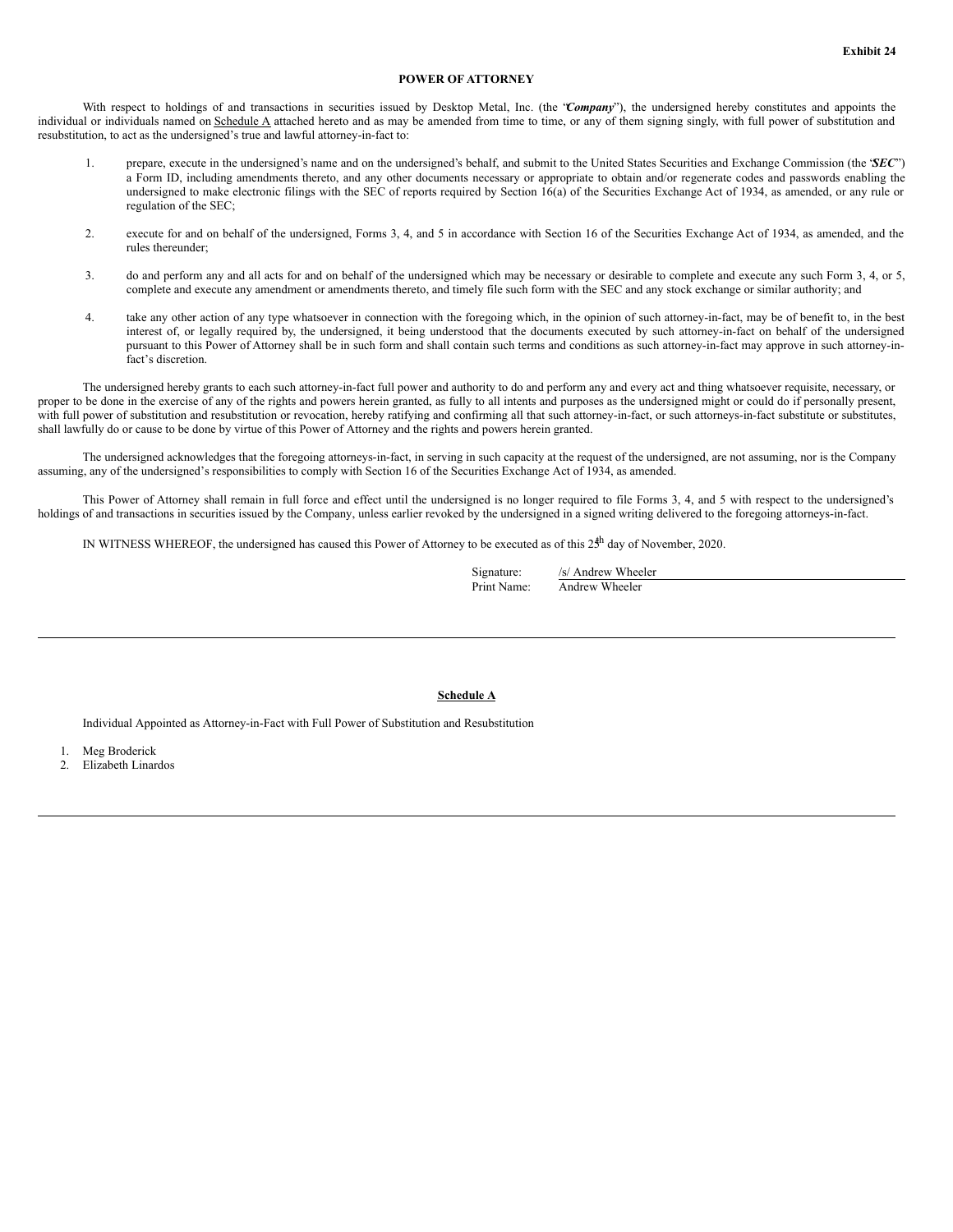**Exhibit 24**

**POWER OF ATTORNEY**

With respect to holdings of and transactions in securities issued by Desktop Metal, Inc. (the "***Company***"), the undersigned hereby constitutes and appoints the individual or individuals named on Schedule A attached hereto and as may be amended from time to time, or any of them signing singly, with full power of substitution and resubstitution, to act as the undersigned's true and lawful attorney-in-fact to:

1. prepare, execute in the undersigned's name and on the undersigned's behalf, and submit to the United States Securities and Exchange Commission (the "***SEC***") a Form ID, including amendments thereto, and any other documents necessary or appropriate to obtain and/or regenerate codes and passwords enabling the undersigned to make electronic filings with the SEC of reports required by Section 16(a) of the Securities Exchange Act of 1934, as amended, or any rule or regulation of the SEC;

2. execute for and on behalf of the undersigned, Forms 3, 4, and 5 in accordance with Section 16 of the Securities Exchange Act of 1934, as amended, and the rules thereunder;

3. do and perform any and all acts for and on behalf of the undersigned which may be necessary or desirable to complete and execute any such Form 3, 4, or 5, complete and execute any amendment or amendments thereto, and timely file such form with the SEC and any stock exchange or similar authority; and

4. take any other action of any type whatsoever in connection with the foregoing which, in the opinion of such attorney-in-fact, may be of benefit to, in the best interest of, or legally required by, the undersigned, it being understood that the documents executed by such attorney-in-fact on behalf of the undersigned pursuant to this Power of Attorney shall be in such form and shall contain such terms and conditions as such attorney-in-fact may approve in such attorney-in-fact's discretion.

The undersigned hereby grants to each such attorney-in-fact full power and authority to do and perform any and every act and thing whatsoever requisite, necessary, or proper to be done in the exercise of any of the rights and powers herein granted, as fully to all intents and purposes as the undersigned might or could do if personally present, with full power of substitution and resubstitution or revocation, hereby ratifying and confirming all that such attorney-in-fact, or such attorneys-in-fact substitute or substitutes, shall lawfully do or cause to be done by virtue of this Power of Attorney and the rights and powers herein granted.

The undersigned acknowledges that the foregoing attorneys-in-fact, in serving in such capacity at the request of the undersigned, are not assuming, nor is the Company assuming, any of the undersigned's responsibilities to comply with Section 16 of the Securities Exchange Act of 1934, as amended.

This Power of Attorney shall remain in full force and effect until the undersigned is no longer required to file Forms 3, 4, and 5 with respect to the undersigned's holdings of and transactions in securities issued by the Company, unless earlier revoked by the undersigned in a signed writing delivered to the foregoing attorneys-in-fact.

IN WITNESS WHEREOF, the undersigned has caused this Power of Attorney to be executed as of this 25th day of November, 2020.

Signature: /s/ Andrew Wheeler
Print Name: Andrew Wheeler

---

**Schedule A**

Individual Appointed as Attorney-in-Fact with Full Power of Substitution and Resubstitution

1. Meg Broderick
2. Elizabeth Linardos